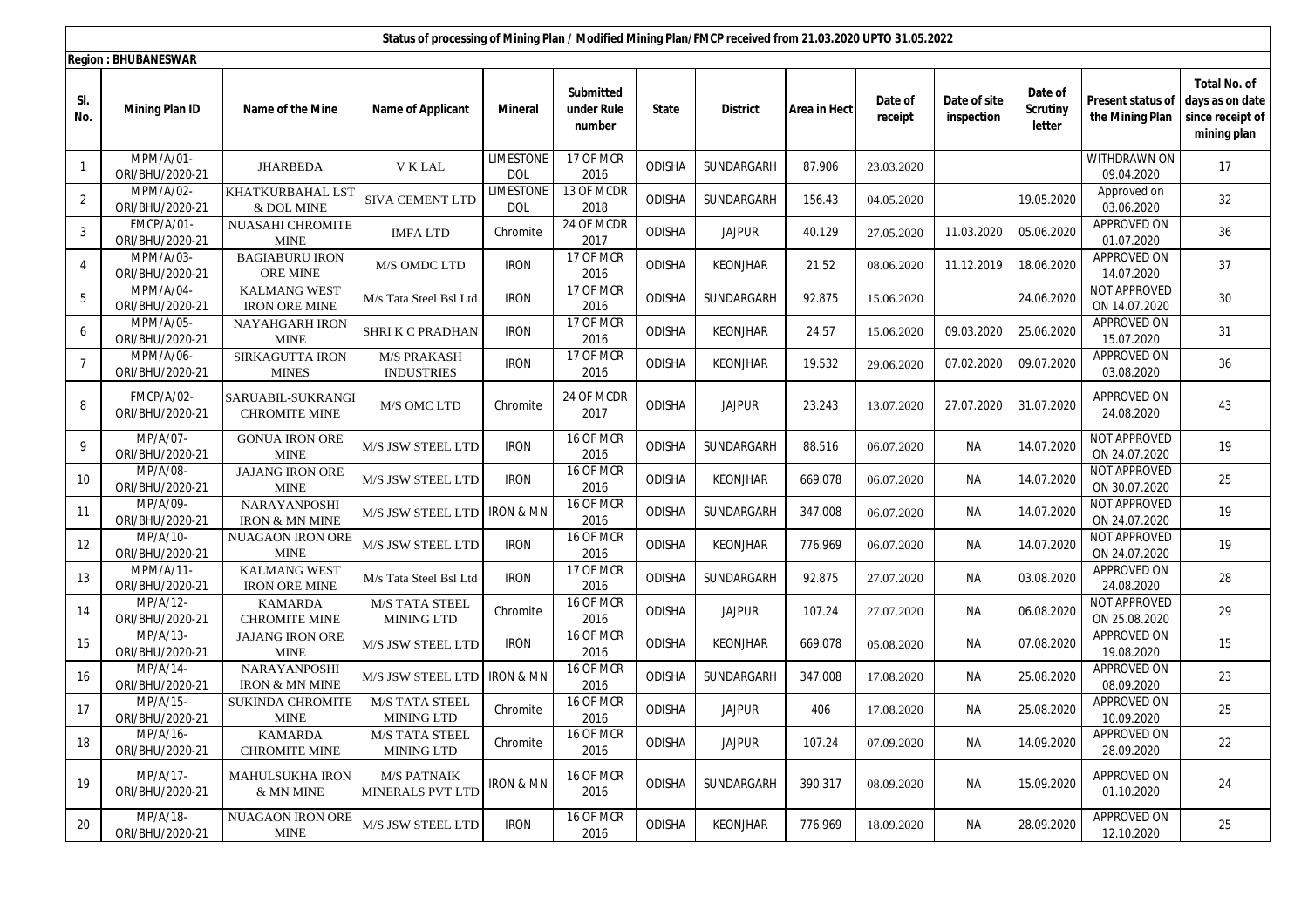**Status of processing of Mining Plan / Modified Mining Plan/FMCP received from 21.03.2020 UPTO 31.05.2022**

**Region : BHUBANESWAR**

| Sl. No. | Mining Plan ID | Name of the Mine | Name of Applicant | Mineral | Submitted under Rule number | State | District | Area in Hect | Date of receipt | Date of site inspection | Date of Scrutiny letter | Present status of the Mining Plan | Total No. of days as on date since receipt of mining plan |
|---|---|---|---|---|---|---|---|---|---|---|---|---|---|
| 1 | MPM/A/01-ORI/BHU/2020-21 | JHARBEDA | V K LAL | LIMESTONE DOL | 17 OF MCR 2016 | ODISHA | SUNDARGARH | 87.906 | 23.03.2020 | | | WITHDRAWN ON 09.04.2020 | 17 |
| 2 | MPM/A/02-ORI/BHU/2020-21 | KHATKURBAHAL LST & DOL MINE | SIVA CEMENT LTD | LIMESTONE DOL | 13 OF MCDR 2018 | ODISHA | SUNDARGARH | 156.43 | 04.05.2020 | | 19.05.2020 | Approved on 03.06.2020 | 32 |
| 3 | FMCP/A/01-ORI/BHU/2020-21 | NUASAHI CHROMITE MINE | IMFA LTD | Chromite | 24 OF MCDR 2017 | ODISHA | JAJPUR | 40.129 | 27.05.2020 | 11.03.2020 | 05.06.2020 | APPROVED ON 01.07.2020 | 36 |
| 4 | MPM/A/03-ORI/BHU/2020-21 | BAGIABURU IRON ORE MINE | M/S OMDC LTD | IRON | 17 OF MCR 2016 | ODISHA | KEONJHAR | 21.52 | 08.06.2020 | 11.12.2019 | 18.06.2020 | APPROVED ON 14.07.2020 | 37 |
| 5 | MPM/A/04-ORI/BHU/2020-21 | KALMANG WEST IRON ORE MINE | M/s Tata Steel Bsl Ltd | IRON | 17 OF MCR 2016 | ODISHA | SUNDARGARH | 92.875 | 15.06.2020 | | 24.06.2020 | NOT APPROVED ON 14.07.2020 | 30 |
| 6 | MPM/A/05-ORI/BHU/2020-21 | NAYAHGARH IRON MINE | SHRI K C PRADHAN | IRON | 17 OF MCR 2016 | ODISHA | KEONJHAR | 24.57 | 15.06.2020 | 09.03.2020 | 25.06.2020 | APPROVED ON 15.07.2020 | 31 |
| 7 | MPM/A/06-ORI/BHU/2020-21 | SIRKAGUTTA IRON MINES | M/S PRAKASH INDUSTRIES | IRON | 17 OF MCR 2016 | ODISHA | KEONJHAR | 19.532 | 29.06.2020 | 07.02.2020 | 09.07.2020 | APPROVED ON 03.08.2020 | 36 |
| 8 | FMCP/A/02-ORI/BHU/2020-21 | SARUABIL-SUKRANGI CHROMITE MINE | M/S OMC LTD | Chromite | 24 OF MCDR 2017 | ODISHA | JAJPUR | 23.243 | 13.07.2020 | 27.07.2020 | 31.07.2020 | APPROVED ON 24.08.2020 | 43 |
| 9 | MP/A/07-ORI/BHU/2020-21 | GONUA IRON ORE MINE | M/S JSW STEEL LTD | IRON | 16 OF MCR 2016 | ODISHA | SUNDARGARH | 88.516 | 06.07.2020 | NA | 14.07.2020 | NOT APPROVED ON 24.07.2020 | 19 |
| 10 | MP/A/08-ORI/BHU/2020-21 | JAJANG IRON ORE MINE | M/S JSW STEEL LTD | IRON | 16 OF MCR 2016 | ODISHA | KEONJHAR | 669.078 | 06.07.2020 | NA | 14.07.2020 | NOT APPROVED ON 30.07.2020 | 25 |
| 11 | MP/A/09-ORI/BHU/2020-21 | NARAYANPOSHI IRON & MN MINE | M/S JSW STEEL LTD | IRON & MN | 16 OF MCR 2016 | ODISHA | SUNDARGARH | 347.008 | 06.07.2020 | NA | 14.07.2020 | NOT APPROVED ON 24.07.2020 | 19 |
| 12 | MP/A/10-ORI/BHU/2020-21 | NUAGAON IRON ORE MINE | M/S JSW STEEL LTD | IRON | 16 OF MCR 2016 | ODISHA | KEONJHAR | 776.969 | 06.07.2020 | NA | 14.07.2020 | NOT APPROVED ON 24.07.2020 | 19 |
| 13 | MPM/A/11-ORI/BHU/2020-21 | KALMANG WEST IRON ORE MINE | M/s Tata Steel Bsl Ltd | IRON | 17 OF MCR 2016 | ODISHA | SUNDARGARH | 92.875 | 27.07.2020 | NA | 03.08.2020 | APPROVED ON 24.08.2020 | 28 |
| 14 | MP/A/12-ORI/BHU/2020-21 | KAMARDA CHROMITE MINE | M/S TATA STEEL MINING LTD | Chromite | 16 OF MCR 2016 | ODISHA | JAJPUR | 107.24 | 27.07.2020 | NA | 06.08.2020 | NOT APPROVED ON 25.08.2020 | 29 |
| 15 | MP/A/13-ORI/BHU/2020-21 | JAJANG IRON ORE MINE | M/S JSW STEEL LTD | IRON | 16 OF MCR 2016 | ODISHA | KEONJHAR | 669.078 | 05.08.2020 | NA | 07.08.2020 | APPROVED ON 19.08.2020 | 15 |
| 16 | MP/A/14-ORI/BHU/2020-21 | NARAYANPOSHI IRON & MN MINE | M/S JSW STEEL LTD | IRON & MN | 16 OF MCR 2016 | ODISHA | SUNDARGARH | 347.008 | 17.08.2020 | NA | 25.08.2020 | APPROVED ON 08.09.2020 | 23 |
| 17 | MP/A/15-ORI/BHU/2020-21 | SUKINDA CHROMITE MINE | M/S TATA STEEL MINING LTD | Chromite | 16 OF MCR 2016 | ODISHA | JAJPUR | 406 | 17.08.2020 | NA | 25.08.2020 | APPROVED ON 10.09.2020 | 25 |
| 18 | MP/A/16-ORI/BHU/2020-21 | KAMARDA CHROMITE MINE | M/S TATA STEEL MINING LTD | Chromite | 16 OF MCR 2016 | ODISHA | JAJPUR | 107.24 | 07.09.2020 | NA | 14.09.2020 | APPROVED ON 28.09.2020 | 22 |
| 19 | MP/A/17-ORI/BHU/2020-21 | MAHULSUKHA IRON & MN MINE | M/S PATNAIK MINERALS PVT LTD | IRON & MN | 16 OF MCR 2016 | ODISHA | SUNDARGARH | 390.317 | 08.09.2020 | NA | 15.09.2020 | APPROVED ON 01.10.2020 | 24 |
| 20 | MP/A/18-ORI/BHU/2020-21 | NUAGAON IRON ORE MINE | M/S JSW STEEL LTD | IRON | 16 OF MCR 2016 | ODISHA | KEONJHAR | 776.969 | 18.09.2020 | NA | 28.09.2020 | APPROVED ON 12.10.2020 | 25 |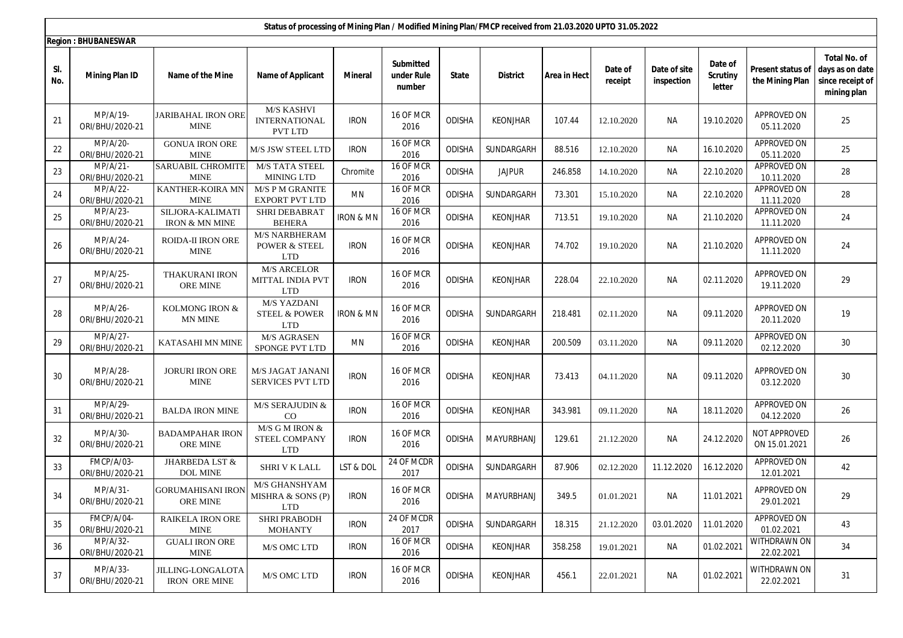**Status of processing of Mining Plan / Modified Mining Plan/FMCP received from 21.03.2020 UPTO 31.05.2022**

**Region : BHUBANESWAR**

| Sl. No. | Mining Plan ID | Name of the Mine | Name of Applicant | Mineral | Submitted under Rule number | State | District | Area in Hect | Date of receipt | Date of site inspection | Date of Scrutiny letter | Present status of the Mining Plan | Total No. of days as on date since receipt of mining plan |
|---|---|---|---|---|---|---|---|---|---|---|---|---|---|
| 21 | MP/A/19-ORI/BHU/2020-21 | JARIBAHAL IRON ORE MINE | M/S KASHVI INTERNATIONAL PVT LTD | IRON | 16 OF MCR 2016 | ODISHA | KEONJHAR | 107.44 | 12.10.2020 | NA | 19.10.2020 | APPROVED ON 05.11.2020 | 25 |
| 22 | MP/A/20-ORI/BHU/2020-21 | GONUA IRON ORE MINE | M/S JSW STEEL LTD | IRON | 16 OF MCR 2016 | ODISHA | SUNDARGARH | 88.516 | 12.10.2020 | NA | 16.10.2020 | APPROVED ON 05.11.2020 | 25 |
| 23 | MP/A/21-ORI/BHU/2020-21 | SARUABIL CHROMITE MINE | M/S TATA STEEL MINING LTD | Chromite | 16 OF MCR 2016 | ODISHA | JAJPUR | 246.858 | 14.10.2020 | NA | 22.10.2020 | APPROVED ON 10.11.2020 | 28 |
| 24 | MP/A/22-ORI/BHU/2020-21 | KANTHER-KOIRA MN MINE | M/S P M GRANITE EXPORT PVT LTD | MN | 16 OF MCR 2016 | ODISHA | SUNDARGARH | 73.301 | 15.10.2020 | NA | 22.10.2020 | APPROVED ON 11.11.2020 | 28 |
| 25 | MP/A/23-ORI/BHU/2020-21 | SILJORA-KALIMATI IRON & MN MINE | SHRI DEBABRAT BEHERA | IRON & MN | 16 OF MCR 2016 | ODISHA | KEONJHAR | 713.51 | 19.10.2020 | NA | 21.10.2020 | APPROVED ON 11.11.2020 | 24 |
| 26 | MP/A/24-ORI/BHU/2020-21 | ROIDA-II IRON ORE MINE | M/S NARBHERAM POWER & STEEL LTD | IRON | 16 OF MCR 2016 | ODISHA | KEONJHAR | 74.702 | 19.10.2020 | NA | 21.10.2020 | APPROVED ON 11.11.2020 | 24 |
| 27 | MP/A/25-ORI/BHU/2020-21 | THAKURANI IRON ORE MINE | M/S ARCELOR MITTAL INDIA PVT LTD | IRON | 16 OF MCR 2016 | ODISHA | KEONJHAR | 228.04 | 22.10.2020 | NA | 02.11.2020 | APPROVED ON 19.11.2020 | 29 |
| 28 | MP/A/26-ORI/BHU/2020-21 | KOLMONG IRON & MN MINE | M/S YAZDANI STEEL & POWER LTD | IRON & MN | 16 OF MCR 2016 | ODISHA | SUNDARGARH | 218.481 | 02.11.2020 | NA | 09.11.2020 | APPROVED ON 20.11.2020 | 19 |
| 29 | MP/A/27-ORI/BHU/2020-21 | KATASAHI MN MINE | M/S AGRASEN SPONGE PVT LTD | MN | 16 OF MCR 2016 | ODISHA | KEONJHAR | 200.509 | 03.11.2020 | NA | 09.11.2020 | APPROVED ON 02.12.2020 | 30 |
| 30 | MP/A/28-ORI/BHU/2020-21 | JORURI IRON ORE MINE | M/S JAGAT JANANI SERVICES PVT LTD | IRON | 16 OF MCR 2016 | ODISHA | KEONJHAR | 73.413 | 04.11.2020 | NA | 09.11.2020 | APPROVED ON 03.12.2020 | 30 |
| 31 | MP/A/29-ORI/BHU/2020-21 | BALDA IRON MINE | M/S SERAJUDIN & CO | IRON | 16 OF MCR 2016 | ODISHA | KEONJHAR | 343.981 | 09.11.2020 | NA | 18.11.2020 | APPROVED ON 04.12.2020 | 26 |
| 32 | MP/A/30-ORI/BHU/2020-21 | BADAMPAHAR IRON ORE MINE | M/S G M IRON & STEEL COMPANY LTD | IRON | 16 OF MCR 2016 | ODISHA | MAYURBHANJ | 129.61 | 21.12.2020 | NA | 24.12.2020 | NOT APPROVED ON 15.01.2021 | 26 |
| 33 | FMCP/A/03-ORI/BHU/2020-21 | JHARBEDA LST & DOL MINE | SHRI V K LALL | LST & DOL | 24 OF MCDR 2017 | ODISHA | SUNDARGARH | 87.906 | 02.12.2020 | 11.12.2020 | 16.12.2020 | APPROVED ON 12.01.2021 | 42 |
| 34 | MP/A/31-ORI/BHU/2020-21 | GORUMAHISANI IRON ORE MINE | M/S GHANSHYAM MISHRA & SONS (P) LTD | IRON | 16 OF MCR 2016 | ODISHA | MAYURBHANJ | 349.5 | 01.01.2021 | NA | 11.01.2021 | APPROVED ON 29.01.2021 | 29 |
| 35 | FMCP/A/04-ORI/BHU/2020-21 | RAIKELA IRON ORE MINE | SHRI PRABODH MOHANTY | IRON | 24 OF MCDR 2017 | ODISHA | SUNDARGARH | 18.315 | 21.12.2020 | 03.01.2020 | 11.01.2020 | APPROVED ON 01.02.2021 | 43 |
| 36 | MP/A/32-ORI/BHU/2020-21 | GUALI IRON ORE MINE | M/S OMC LTD | IRON | 16 OF MCR 2016 | ODISHA | KEONJHAR | 358.258 | 19.01.2021 | NA | 01.02.2021 | WITHDRAWN ON 22.02.2021 | 34 |
| 37 | MP/A/33-ORI/BHU/2020-21 | JILLING-LONGALOTA IRON ORE MINE | M/S OMC LTD | IRON | 16 OF MCR 2016 | ODISHA | KEONJHAR | 456.1 | 22.01.2021 | NA | 01.02.2021 | WITHDRAWN ON 22.02.2021 | 31 |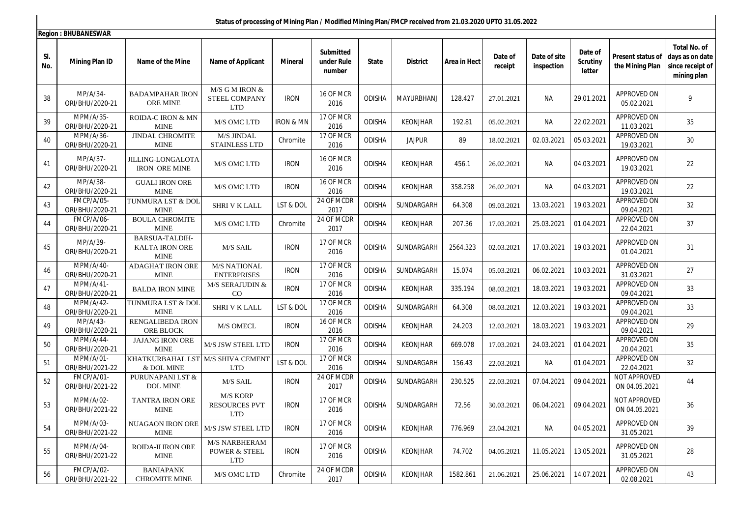**Status of processing of Mining Plan / Modified Mining Plan/FMCP received from 21.03.2020 UPTO 31.05.2022**

**Region : BHUBANESWAR**

| Sl. No. | Mining Plan ID | Name of the Mine | Name of Applicant | Mineral | Submitted under Rule number | State | District | Area in Hect | Date of receipt | Date of site inspection | Date of Scrutiny letter | Present status of the Mining Plan | Total No. of days as on date since receipt of mining plan |
|---|---|---|---|---|---|---|---|---|---|---|---|---|---|
| 38 | MP/A/34-ORI/BHU/2020-21 | BADAMPAHAR IRON ORE MINE | M/S G M IRON & STEEL COMPANY LTD | IRON | 16 OF MCR 2016 | ODISHA | MAYURBHANJ | 128.427 | 27.01.2021 | NA | 29.01.2021 | APPROVED ON 05.02.2021 | 9 |
| 39 | MPM/A/35-ORI/BHU/2020-21 | ROIDA-C IRON & MN MINE | M/S OMC LTD | IRON & MN | 17 OF MCR 2016 | ODISHA | KEONJHAR | 192.81 | 05.02.2021 | NA | 22.02.2021 | APPROVED ON 11.03.2021 | 35 |
| 40 | MPM/A/36-ORI/BHU/2020-21 | JINDAL CHROMITE MINE | M/S JINDAL STAINLESS LTD | Chromite | 17 OF MCR 2016 | ODISHA | JAJPUR | 89 | 18.02.2021 | 02.03.2021 | 05.03.2021 | APPROVED ON 19.03.2021 | 30 |
| 41 | MP/A/37-ORI/BHU/2020-21 | JILLING-LONGALOTA IRON ORE MINE | M/S OMC LTD | IRON | 16 OF MCR 2016 | ODISHA | KEONJHAR | 456.1 | 26.02.2021 | NA | 04.03.2021 | APPROVED ON 19.03.2021 | 22 |
| 42 | MP/A/38-ORI/BHU/2020-21 | GUALI IRON ORE MINE | M/S OMC LTD | IRON | 16 OF MCR 2016 | ODISHA | KEONJHAR | 358.258 | 26.02.2021 | NA | 04.03.2021 | APPROVED ON 19.03.2021 | 22 |
| 43 | FMCP/A/05-ORI/BHU/2020-21 | TUNMURA LST & DOL MINE | SHRI V K LALL | LST & DOL | 24 OF MCDR 2017 | ODISHA | SUNDARGARH | 64.308 | 09.03.2021 | 13.03.2021 | 19.03.2021 | APPROVED ON 09.04.2021 | 32 |
| 44 | FMCP/A/06-ORI/BHU/2020-21 | BOULA CHROMITE MINE | M/S OMC LTD | Chromite | 24 OF MCDR 2017 | ODISHA | KEONJHAR | 207.36 | 17.03.2021 | 25.03.2021 | 01.04.2021 | APPROVED ON 22.04.2021 | 37 |
| 45 | MP/A/39-ORI/BHU/2020-21 | BARSUA-TALDIH-KALTA IRON ORE MINE | M/S SAIL | IRON | 17 OF MCR 2016 | ODISHA | SUNDARGARH | 2564.323 | 02.03.2021 | 17.03.2021 | 19.03.2021 | APPROVED ON 01.04.2021 | 31 |
| 46 | MPM/A/40-ORI/BHU/2020-21 | ADAGHAT IRON ORE MINE | M/S NATIONAL ENTERPRISES | IRON | 17 OF MCR 2016 | ODISHA | SUNDARGARH | 15.074 | 05.03.2021 | 06.02.2021 | 10.03.2021 | APPROVED ON 31.03.2021 | 27 |
| 47 | MPM/A/41-ORI/BHU/2020-21 | BALDA IRON MINE | M/S SERAJUDIN & CO | IRON | 17 OF MCR 2016 | ODISHA | KEONJHAR | 335.194 | 08.03.2021 | 18.03.2021 | 19.03.2021 | APPROVED ON 09.04.2021 | 33 |
| 48 | MPM/A/42-ORI/BHU/2020-21 | TUNMURA LST & DOL MINE | SHRI V K LALL | LST & DOL | 17 OF MCR 2016 | ODISHA | SUNDARGARH | 64.308 | 08.03.2021 | 12.03.2021 | 19.03.2021 | APPROVED ON 09.04.2021 | 33 |
| 49 | MP/A/43-ORI/BHU/2020-21 | RENGALIBEDA IRON ORE BLOCK | M/S OMECL | IRON | 16 OF MCR 2016 | ODISHA | KEONJHAR | 24.203 | 12.03.2021 | 18.03.2021 | 19.03.2021 | APPROVED ON 09.04.2021 | 29 |
| 50 | MPM/A/44-ORI/BHU/2020-21 | JAJANG IRON ORE MINE | M/S JSW STEEL LTD | IRON | 17 OF MCR 2016 | ODISHA | KEONJHAR | 669.078 | 17.03.2021 | 24.03.2021 | 01.04.2021 | APPROVED ON 20.04.2021 | 35 |
| 51 | MPM/A/01-ORI/BHU/2021-22 | KHATKURBAHAL LST & DOL MINE | M/S SHIVA CEMENT LTD | LST & DOL | 17 OF MCR 2016 | ODISHA | SUNDARGARH | 156.43 | 22.03.2021 | NA | 01.04.2021 | APPROVED ON 22.04.2021 | 32 |
| 52 | FMCP/A/01-ORI/BHU/2021-22 | PURUNAPANI LST & DOL MINE | M/S SAIL | IRON | 24 OF MCDR 2017 | ODISHA | SUNDARGARH | 230.525 | 22.03.2021 | 07.04.2021 | 09.04.2021 | NOT APPROVED ON 04.05.2021 | 44 |
| 53 | MPM/A/02-ORI/BHU/2021-22 | TANTRA IRON ORE MINE | M/S KORP RESOURCES PVT LTD | IRON | 17 OF MCR 2016 | ODISHA | SUNDARGARH | 72.56 | 30.03.2021 | 06.04.2021 | 09.04.2021 | NOT APPROVED ON 04.05.2021 | 36 |
| 54 | MPM/A/03-ORI/BHU/2021-22 | NUAGAON IRON ORE MINE | M/S JSW STEEL LTD | IRON | 17 OF MCR 2016 | ODISHA | KEONJHAR | 776.969 | 23.04.2021 | NA | 04.05.2021 | APPROVED ON 31.05.2021 | 39 |
| 55 | MPM/A/04-ORI/BHU/2021-22 | ROIDA-II IRON ORE MINE | M/S NARBHERAM POWER & STEEL LTD | IRON | 17 OF MCR 2016 | ODISHA | KEONJHAR | 74.702 | 04.05.2021 | 11.05.2021 | 13.05.2021 | APPROVED ON 31.05.2021 | 28 |
| 56 | FMCP/A/02-ORI/BHU/2021-22 | BANIAPANK CHROMITE MINE | M/S OMC LTD | Chromite | 24 OF MCDR 2017 | ODISHA | KEONJHAR | 1582.861 | 21.06.2021 | 25.06.2021 | 14.07.2021 | APPROVED ON 02.08.2021 | 43 |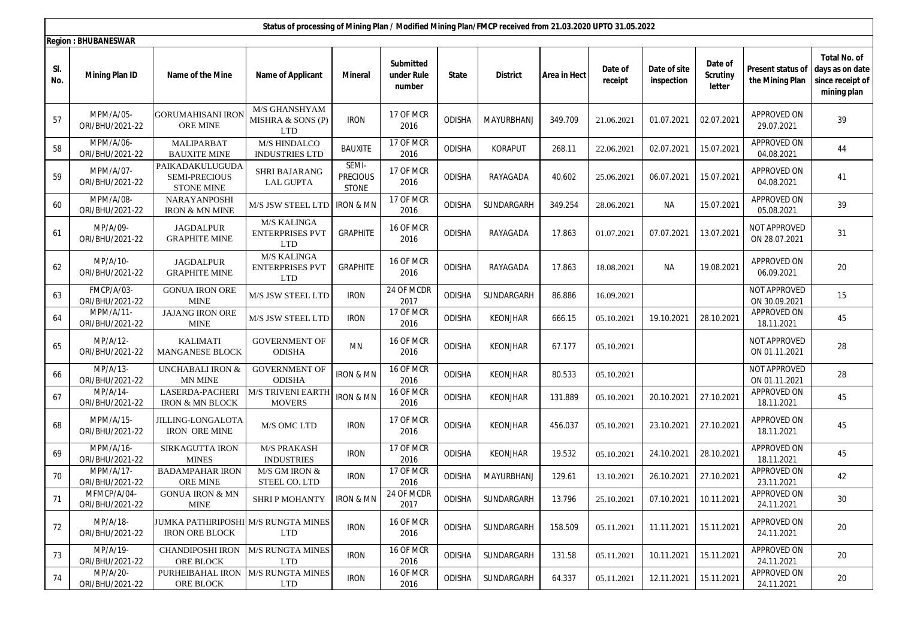**Status of processing of Mining Plan / Modified Mining Plan/FMCP received from 21.03.2020 UPTO 31.05.2022**

**Region : BHUBANESWAR**

| Sl. No. | Mining Plan ID | Name of the Mine | Name of Applicant | Mineral | Submitted under Rule number | State | District | Area in Hect | Date of receipt | Date of site inspection | Date of Scrutiny letter | Present status of the Mining Plan | Total No. of days as on date since receipt of mining plan |
|---|---|---|---|---|---|---|---|---|---|---|---|---|---|
| 57 | MPM/A/05-ORI/BHU/2021-22 | GORUMAHISANI IRON ORE MINE | M/S GHANSHYAM MISHRA & SONS (P) LTD | IRON | 17 OF MCR 2016 | ODISHA | MAYURBHANJ | 349.709 | 21.06.2021 | 01.07.2021 | 02.07.2021 | APPROVED ON 29.07.2021 | 39 |
| 58 | MPM/A/06-ORI/BHU/2021-22 | MALIPARBAT BAUXITE MINE | M/S HINDALCO INDUSTRIES LTD | BAUXITE | 17 OF MCR 2016 | ODISHA | KORAPUT | 268.11 | 22.06.2021 | 02.07.2021 | 15.07.2021 | APPROVED ON 04.08.2021 | 44 |
| 59 | MPM/A/07-ORI/BHU/2021-22 | PAIKADAKULUGUDA SEMI-PRECIOUS STONE MINE | SHRI BAJARANG LAL GUPTA | SEMI-PRECIOUS STONE | 17 OF MCR 2016 | ODISHA | RAYAGADA | 40.602 | 25.06.2021 | 06.07.2021 | 15.07.2021 | APPROVED ON 04.08.2021 | 41 |
| 60 | MPM/A/08-ORI/BHU/2021-22 | NARAYANPOSHI IRON & MN MINE | M/S JSW STEEL LTD | IRON & MN | 17 OF MCR 2016 | ODISHA | SUNDARGARH | 349.254 | 28.06.2021 | NA | 15.07.2021 | APPROVED ON 05.08.2021 | 39 |
| 61 | MP/A/09-ORI/BHU/2021-22 | JAGDALPUR GRAPHITE MINE | M/S KALINGA ENTERPRISES PVT LTD | GRAPHITE | 16 OF MCR 2016 | ODISHA | RAYAGADA | 17.863 | 01.07.2021 | 07.07.2021 | 13.07.2021 | NOT APPROVED ON 28.07.2021 | 31 |
| 62 | MP/A/10-ORI/BHU/2021-22 | JAGDALPUR GRAPHITE MINE | M/S KALINGA ENTERPRISES PVT LTD | GRAPHITE | 16 OF MCR 2016 | ODISHA | RAYAGADA | 17.863 | 18.08.2021 | NA | 19.08.2021 | APPROVED ON 06.09.2021 | 20 |
| 63 | FMCP/A/03-ORI/BHU/2021-22 | GONUA IRON ORE MINE | M/S JSW STEEL LTD | IRON | 24 OF MCDR 2017 | ODISHA | SUNDARGARH | 86.886 | 16.09.2021 | | | NOT APPROVED ON 30.09.2021 | 15 |
| 64 | MPM/A/11-ORI/BHU/2021-22 | JAJANG IRON ORE MINE | M/S JSW STEEL LTD | IRON | 17 OF MCR 2016 | ODISHA | KEONJHAR | 666.15 | 05.10.2021 | 19.10.2021 | 28.10.2021 | APPROVED ON 18.11.2021 | 45 |
| 65 | MP/A/12-ORI/BHU/2021-22 | KALIMATI MANGANESE BLOCK | GOVERNMENT OF ODISHA | MN | 16 OF MCR 2016 | ODISHA | KEONJHAR | 67.177 | 05.10.2021 | | | NOT APPROVED ON 01.11.2021 | 28 |
| 66 | MP/A/13-ORI/BHU/2021-22 | UNCHABALI IRON & MN MINE | GOVERNMENT OF ODISHA | IRON & MN | 16 OF MCR 2016 | ODISHA | KEONJHAR | 80.533 | 05.10.2021 | | | NOT APPROVED ON 01.11.2021 | 28 |
| 67 | MP/A/14-ORI/BHU/2021-22 | LASERDA-PACHERI IRON & MN BLOCK | M/S TRIVENI EARTH MOVERS | IRON & MN | 16 OF MCR 2016 | ODISHA | KEONJHAR | 131.889 | 05.10.2021 | 20.10.2021 | 27.10.2021 | APPROVED ON 18.11.2021 | 45 |
| 68 | MPM/A/15-ORI/BHU/2021-22 | JILLING-LONGALOTA IRON ORE MINE | M/S OMC LTD | IRON | 17 OF MCR 2016 | ODISHA | KEONJHAR | 456.037 | 05.10.2021 | 23.10.2021 | 27.10.2021 | APPROVED ON 18.11.2021 | 45 |
| 69 | MPM/A/16-ORI/BHU/2021-22 | SIRKAGUTTA IRON MINES | M/S PRAKASH INDUSTRIES | IRON | 17 OF MCR 2016 | ODISHA | KEONJHAR | 19.532 | 05.10.2021 | 24.10.2021 | 28.10.2021 | APPROVED ON 18.11.2021 | 45 |
| 70 | MPM/A/17-ORI/BHU/2021-22 | BADAMPAHAR IRON ORE MINE | M/S GM IRON & STEEL CO. LTD | IRON | 17 OF MCR 2016 | ODISHA | MAYURBHANJ | 129.61 | 13.10.2021 | 26.10.2021 | 27.10.2021 | APPROVED ON 23.11.2021 | 42 |
| 71 | MFMCP/A/04-ORI/BHU/2021-22 | GONUA IRON & MN MINE | SHRI P MOHANTY | IRON & MN | 24 OF MCDR 2017 | ODISHA | SUNDARGARH | 13.796 | 25.10.2021 | 07.10.2021 | 10.11.2021 | APPROVED ON 24.11.2021 | 30 |
| 72 | MP/A/18-ORI/BHU/2021-22 | JUMKA PATHIRIPOSHI IRON ORE BLOCK | M/S RUNGTA MINES LTD | IRON | 16 OF MCR 2016 | ODISHA | SUNDARGARH | 158.509 | 05.11.2021 | 11.11.2021 | 15.11.2021 | APPROVED ON 24.11.2021 | 20 |
| 73 | MP/A/19-ORI/BHU/2021-22 | CHANDIPOSHI IRON ORE BLOCK | M/S RUNGTA MINES LTD | IRON | 16 OF MCR 2016 | ODISHA | SUNDARGARH | 131.58 | 05.11.2021 | 10.11.2021 | 15.11.2021 | APPROVED ON 24.11.2021 | 20 |
| 74 | MP/A/20-ORI/BHU/2021-22 | PURHEIBAHAL IRON ORE BLOCK | M/S RUNGTA MINES LTD | IRON | 16 OF MCR 2016 | ODISHA | SUNDARGARH | 64.337 | 05.11.2021 | 12.11.2021 | 15.11.2021 | APPROVED ON 24.11.2021 | 20 |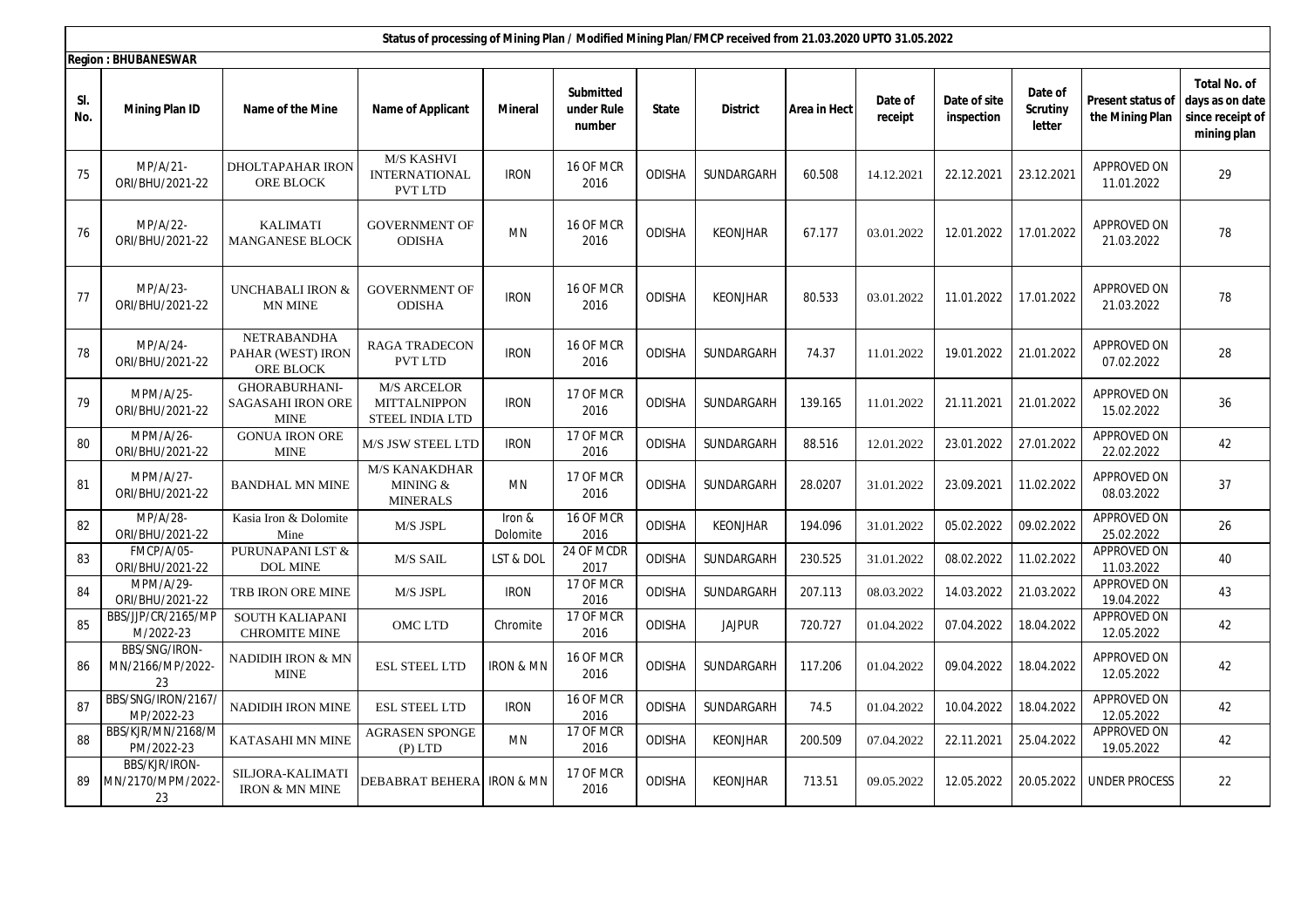**Status of processing of Mining Plan / Modified Mining Plan/FMCP received from 21.03.2020 UPTO 31.05.2022**

**Region : BHUBANESWAR**

| Sl. No. | Mining Plan ID | Name of the Mine | Name of Applicant | Mineral | Submitted under Rule number | State | District | Area in Hect | Date of receipt | Date of site inspection | Date of Scrutiny letter | Present status of the Mining Plan | Total No. of days as on date since receipt of mining plan |
|---|---|---|---|---|---|---|---|---|---|---|---|---|---|
| 75 | MP/A/21-ORI/BHU/2021-22 | DHOLTAPAHAR IRON ORE BLOCK | M/S KASHVI INTERNATIONAL PVT LTD | IRON | 16 OF MCR 2016 | ODISHA | SUNDARGARH | 60.508 | 14.12.2021 | 22.12.2021 | 23.12.2021 | APPROVED ON 11.01.2022 | 29 |
| 76 | MP/A/22-ORI/BHU/2021-22 | KALIMATI MANGANESE BLOCK | GOVERNMENT OF ODISHA | MN | 16 OF MCR 2016 | ODISHA | KEONJHAR | 67.177 | 03.01.2022 | 12.01.2022 | 17.01.2022 | APPROVED ON 21.03.2022 | 78 |
| 77 | MP/A/23-ORI/BHU/2021-22 | UNCHABALI IRON & MN MINE | GOVERNMENT OF ODISHA | IRON | 16 OF MCR 2016 | ODISHA | KEONJHAR | 80.533 | 03.01.2022 | 11.01.2022 | 17.01.2022 | APPROVED ON 21.03.2022 | 78 |
| 78 | MP/A/24-ORI/BHU/2021-22 | NETRABANDHA PAHAR (WEST) IRON ORE BLOCK | RAGA TRADECON PVT LTD | IRON | 16 OF MCR 2016 | ODISHA | SUNDARGARH | 74.37 | 11.01.2022 | 19.01.2022 | 21.01.2022 | APPROVED ON 07.02.2022 | 28 |
| 79 | MPM/A/25-ORI/BHU/2021-22 | GHORABURHANI-SAGASAHI IRON ORE MINE | M/S ARCELOR MITTALNIPPON STEEL INDIA LTD | IRON | 17 OF MCR 2016 | ODISHA | SUNDARGARH | 139.165 | 11.01.2022 | 21.11.2021 | 21.01.2022 | APPROVED ON 15.02.2022 | 36 |
| 80 | MPM/A/26-ORI/BHU/2021-22 | GONUA IRON ORE MINE | M/S JSW STEEL LTD | IRON | 17 OF MCR 2016 | ODISHA | SUNDARGARH | 88.516 | 12.01.2022 | 23.01.2022 | 27.01.2022 | APPROVED ON 22.02.2022 | 42 |
| 81 | MPM/A/27-ORI/BHU/2021-22 | BANDHAL MN MINE | M/S KANAKDHAR MINING & MINERALS | MN | 17 OF MCR 2016 | ODISHA | SUNDARGARH | 28.0207 | 31.01.2022 | 23.09.2021 | 11.02.2022 | APPROVED ON 08.03.2022 | 37 |
| 82 | MP/A/28-ORI/BHU/2021-22 | Kasia Iron & Dolomite Mine | M/S JSPL | Iron & Dolomite | 16 OF MCR 2016 | ODISHA | KEONJHAR | 194.096 | 31.01.2022 | 05.02.2022 | 09.02.2022 | APPROVED ON 25.02.2022 | 26 |
| 83 | FMCP/A/05-ORI/BHU/2021-22 | PURUNAPANI LST & DOL MINE | M/S SAIL | LST & DOL | 24 OF MCDR 2017 | ODISHA | SUNDARGARH | 230.525 | 31.01.2022 | 08.02.2022 | 11.02.2022 | APPROVED ON 11.03.2022 | 40 |
| 84 | MPM/A/29-ORI/BHU/2021-22 | TRB IRON ORE MINE | M/S JSPL | IRON | 17 OF MCR 2016 | ODISHA | SUNDARGARH | 207.113 | 08.03.2022 | 14.03.2022 | 21.03.2022 | APPROVED ON 19.04.2022 | 43 |
| 85 | BBS/JJP/CR/2165/MPM/2022-23 | SOUTH KALIAPANI CHROMITE MINE | OMC LTD | Chromite | 17 OF MCR 2016 | ODISHA | JAJPUR | 720.727 | 01.04.2022 | 07.04.2022 | 18.04.2022 | APPROVED ON 12.05.2022 | 42 |
| 86 | BBS/SNG/IRON-MN/2166/MP/2022-23 | NADIDIH IRON & MN MINE | ESL STEEL LTD | IRON & MN | 16 OF MCR 2016 | ODISHA | SUNDARGARH | 117.206 | 01.04.2022 | 09.04.2022 | 18.04.2022 | APPROVED ON 12.05.2022 | 42 |
| 87 | BBS/SNG/IRON/2167/MP/2022-23 | NADIDIH IRON MINE | ESL STEEL LTD | IRON | 16 OF MCR 2016 | ODISHA | SUNDARGARH | 74.5 | 01.04.2022 | 10.04.2022 | 18.04.2022 | APPROVED ON 12.05.2022 | 42 |
| 88 | BBS/KJR/MN/2168/MPM/2022-23 | KATASAHI MN MINE | AGRASEN SPONGE (P) LTD | MN | 17 OF MCR 2016 | ODISHA | KEONJHAR | 200.509 | 07.04.2022 | 22.11.2021 | 25.04.2022 | APPROVED ON 19.05.2022 | 42 |
| 89 | BBS/KJR/IRON-MN/2170/MPM/2022-23 | SILJORA-KALIMATI IRON & MN MINE | DEBABRAT BEHERA | IRON & MN | 17 OF MCR 2016 | ODISHA | KEONJHAR | 713.51 | 09.05.2022 | 12.05.2022 | 20.05.2022 | UNDER PROCESS | 22 |